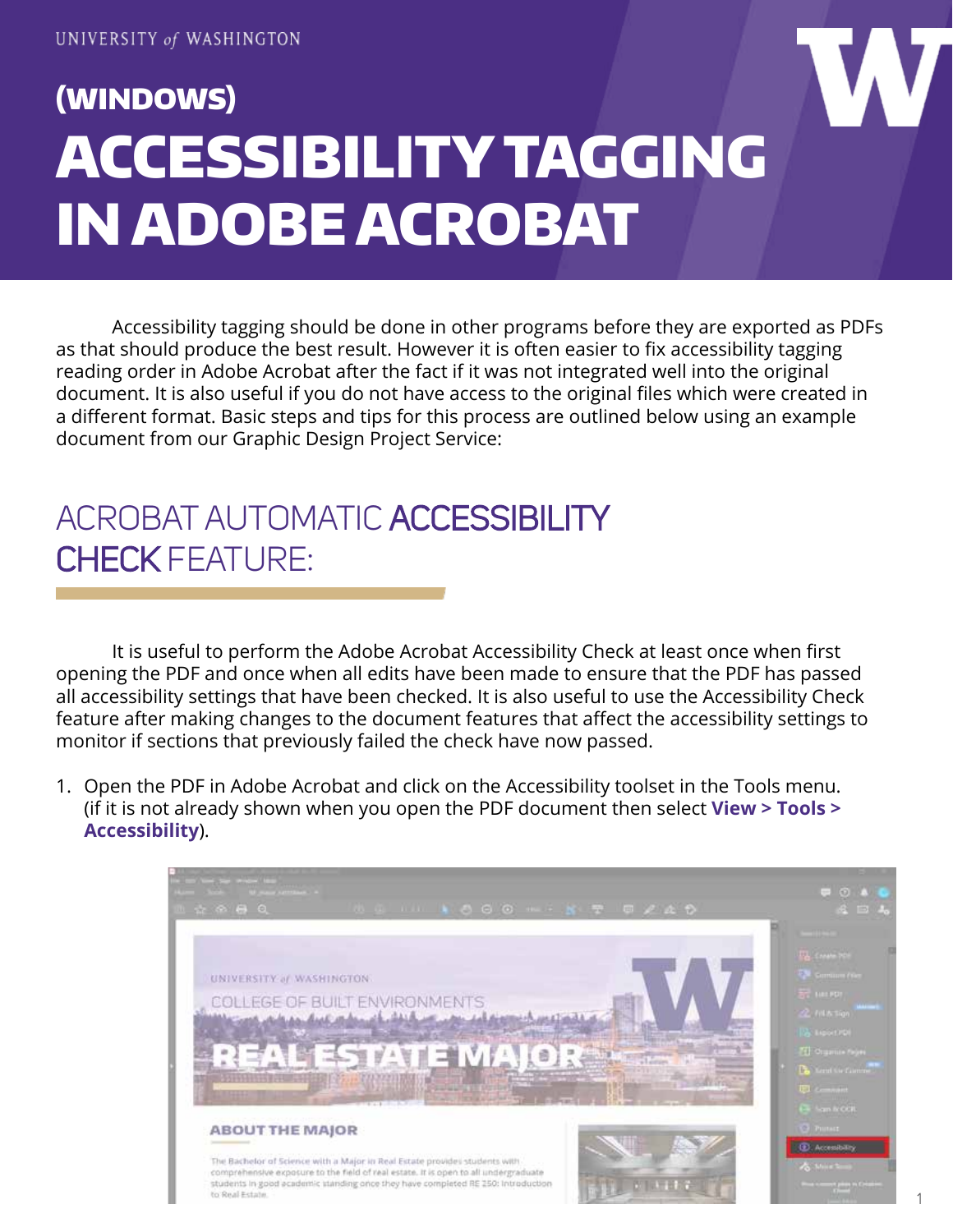UNIVERSITY of WASHINGTON

# (WINDOWS) ACCESSIBILITY TAGGING IN ADOBE ACROBAT

Accessibility tagging should be done in other programs before they are exported as PDFs as that should produce the best result. However it is often easier to fix accessibility tagging reading order in Adobe Acrobat after the fact if it was not integrated well into the original document. It is also useful if you do not have access to the original files which were created in a different format. Basic steps and tips for this process are outlined below using an example document from our Graphic Design Project Service:

## ACROBAT AUTOMATIC ACCESSIBILITY CHECK FEATURE:

It is useful to perform the Adobe Acrobat Accessibility Check at least once when first opening the PDF and once when all edits have been made to ensure that the PDF has passed all accessibility settings that have been checked. It is also useful to use the Accessibility Check feature after making changes to the document features that affect the accessibility settings to monitor if sections that previously failed the check have now passed.

1. Open the PDF in Adobe Acrobat and click on the Accessibility toolset in the Tools menu. (if it is not already shown when you open the PDF document then select **View > Tools > Accessibility**).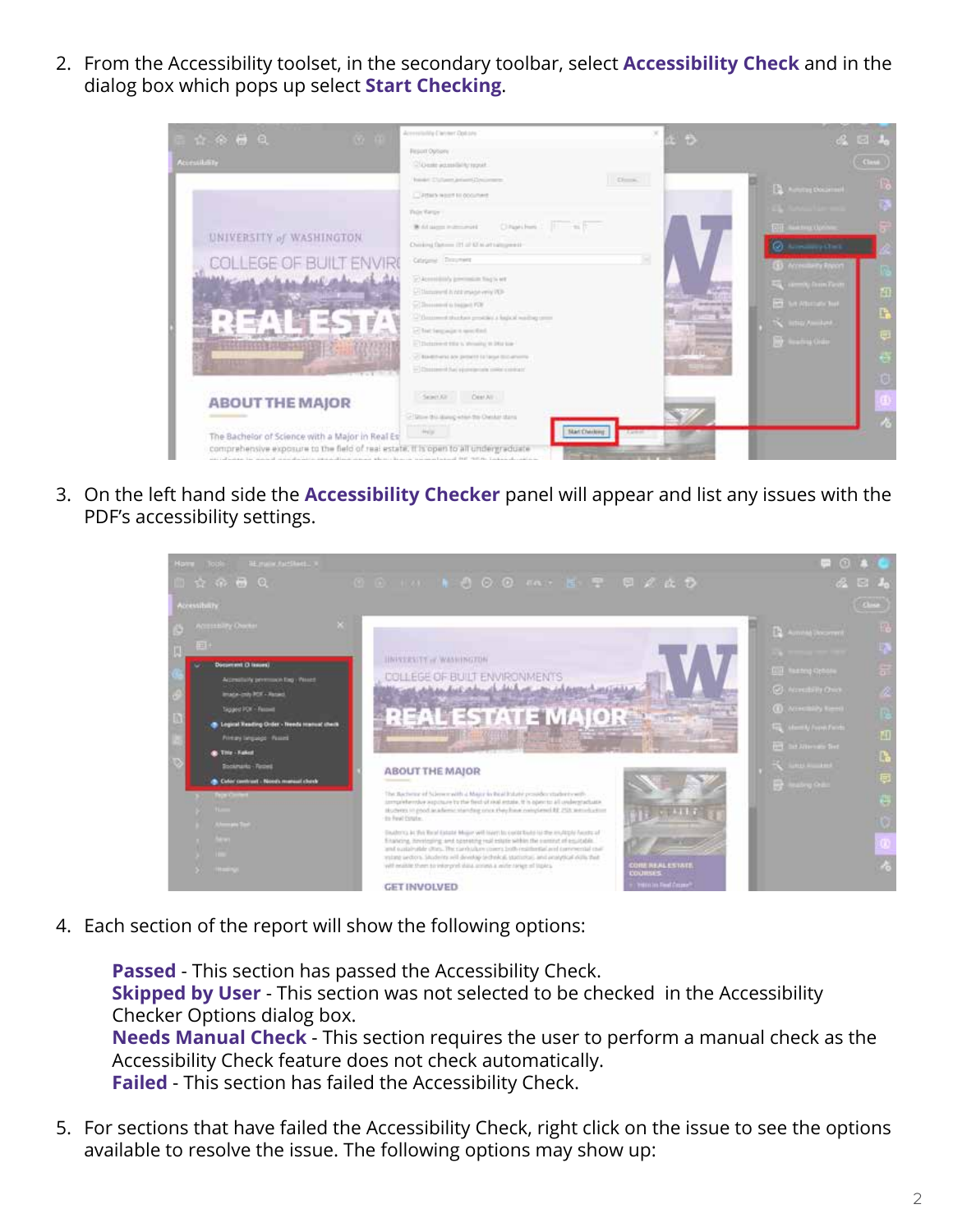2. From the Accessibility toolset, in the secondary toolbar, select **Accessibility Check** and in the dialog box which pops up select **Start Checking**.

3. On the left hand side the **Accessibility Checker** panel will appear and list any issues with the PDF's accessibility settings.

4. Each section of the report will show the following options:

   **Passed** - This section has passed the Accessibility Check.
   **Skipped by User** - This section was not selected to be checked in the Accessibility Checker Options dialog box.
   **Needs Manual Check** - This section requires the user to perform a manual check as the Accessibility Check feature does not check automatically.
   **Failed** - This section has failed the Accessibility Check.

5. For sections that have failed the Accessibility Check, right click on the issue to see the options available to resolve the issue. The following options may show up: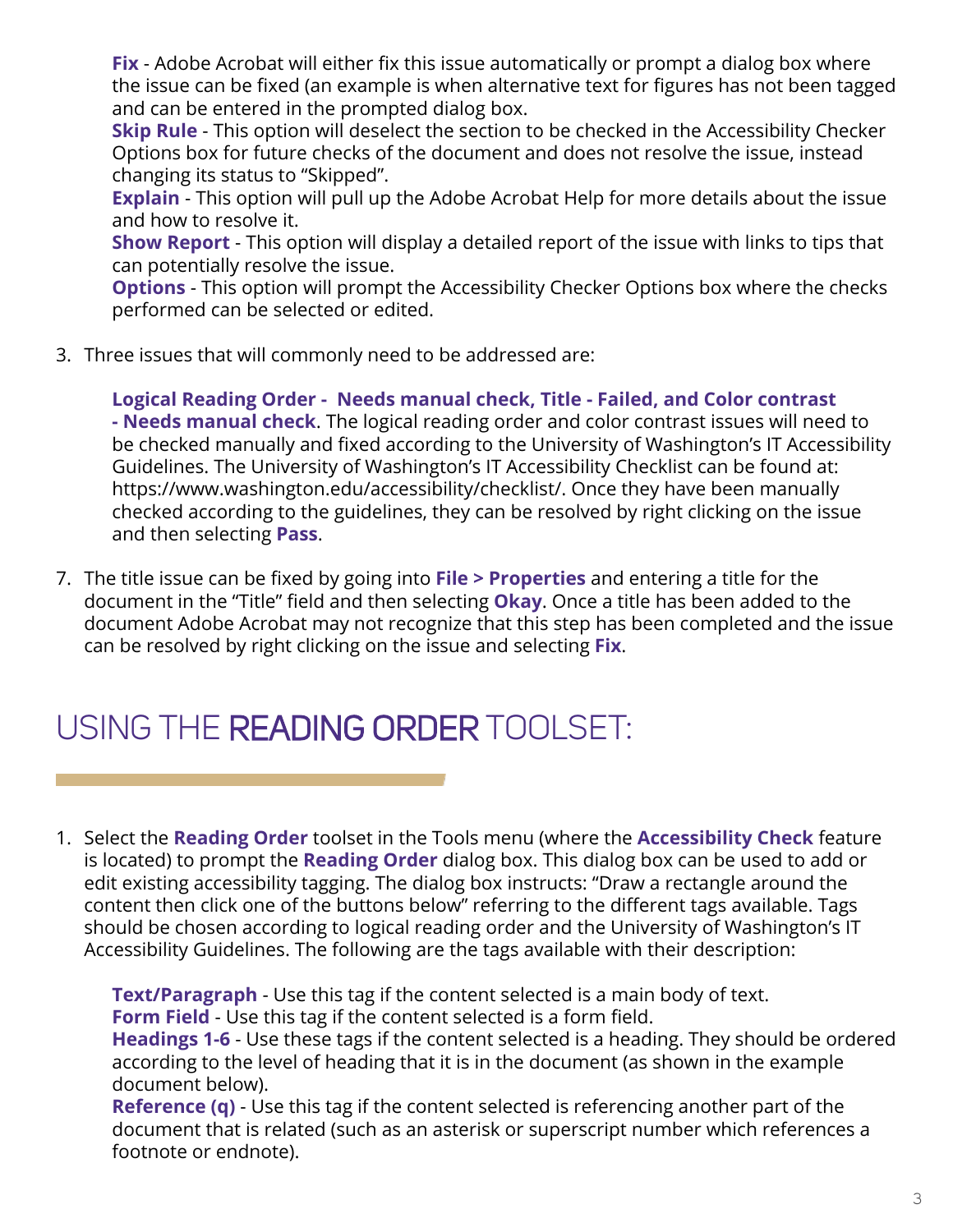**Fix** - Adobe Acrobat will either fix this issue automatically or prompt a dialog box where the issue can be fixed (an example is when alternative text for figures has not been tagged and can be entered in the prompted dialog box.
**Skip Rule** - This option will deselect the section to be checked in the Accessibility Checker Options box for future checks of the document and does not resolve the issue, instead changing its status to "Skipped".
**Explain** - This option will pull up the Adobe Acrobat Help for more details about the issue and how to resolve it.
**Show Report** - This option will display a detailed report of the issue with links to tips that can potentially resolve the issue.
**Options** - This option will prompt the Accessibility Checker Options box where the checks performed can be selected or edited.

3. Three issues that will commonly need to be addressed are:

   **Logical Reading Order - Needs manual check, Title - Failed, and Color contrast - Needs manual check**. The logical reading order and color contrast issues will need to be checked manually and fixed according to the University of Washington's IT Accessibility Guidelines. The University of Washington's IT Accessibility Checklist can be found at: https://www.washington.edu/accessibility/checklist/. Once they have been manually checked according to the guidelines, they can be resolved by right clicking on the issue and then selecting **Pass**.

7. The title issue can be fixed by going into **File > Properties** and entering a title for the document in the "Title" field and then selecting **Okay**. Once a title has been added to the document Adobe Acrobat may not recognize that this step has been completed and the issue can be resolved by right clicking on the issue and selecting **Fix**.

## USING THE **READING ORDER** TOOLSET:

1. Select the **Reading Order** toolset in the Tools menu (where the **Accessibility Check** feature is located) to prompt the **Reading Order** dialog box. This dialog box can be used to add or edit existing accessibility tagging. The dialog box instructs: "Draw a rectangle around the content then click one of the buttons below" referring to the different tags available. Tags should be chosen according to logical reading order and the University of Washington's IT Accessibility Guidelines. The following are the tags available with their description:

   **Text/Paragraph** - Use this tag if the content selected is a main body of text.
   **Form Field** - Use this tag if the content selected is a form field.
   **Headings 1-6** - Use these tags if the content selected is a heading. They should be ordered according to the level of heading that it is in the document (as shown in the example document below).
   **Reference (q)** - Use this tag if the content selected is referencing another part of the document that is related (such as an asterisk or superscript number which references a footnote or endnote).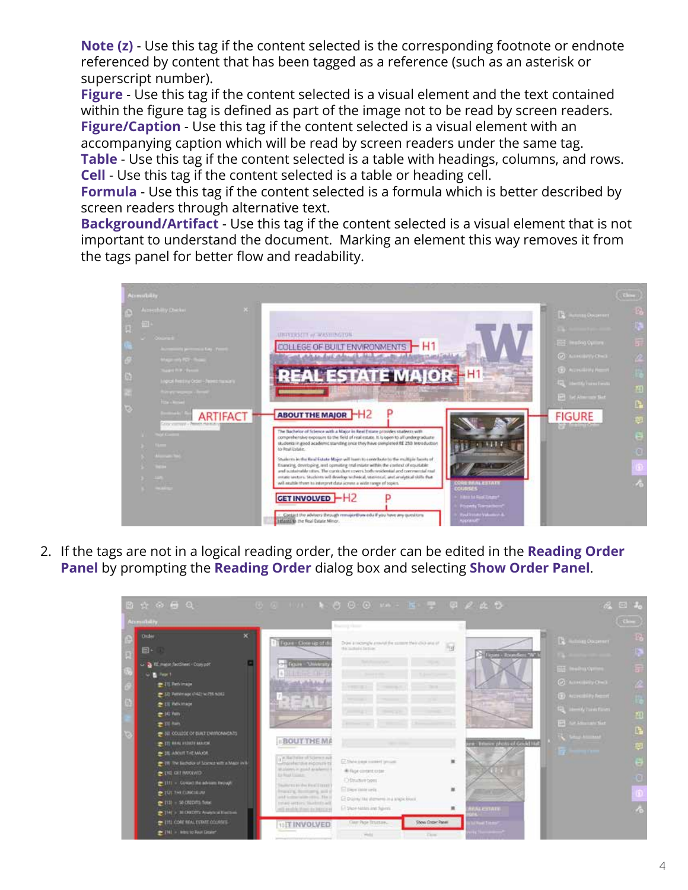**Note (z)** - Use this tag if the content selected is the corresponding footnote or endnote referenced by content that has been tagged as a reference (such as an asterisk or superscript number).
**Figure** - Use this tag if the content selected is a visual element and the text contained within the figure tag is defined as part of the image not to be read by screen readers.
**Figure/Caption** - Use this tag if the content selected is a visual element with an accompanying caption which will be read by screen readers under the same tag.
**Table** - Use this tag if the content selected is a table with headings, columns, and rows.
**Cell** - Use this tag if the content selected is a table or heading cell.
**Formula** - Use this tag if the content selected is a formula which is better described by screen readers through alternative text.
**Background/Artifact** - Use this tag if the content selected is a visual element that is not important to understand the document. Marking an element this way removes it from the tags panel for better flow and readability.

2. If the tags are not in a logical reading order, the order can be edited in the **Reading Order Panel** by prompting the **Reading Order** dialog box and selecting **Show Order Panel**.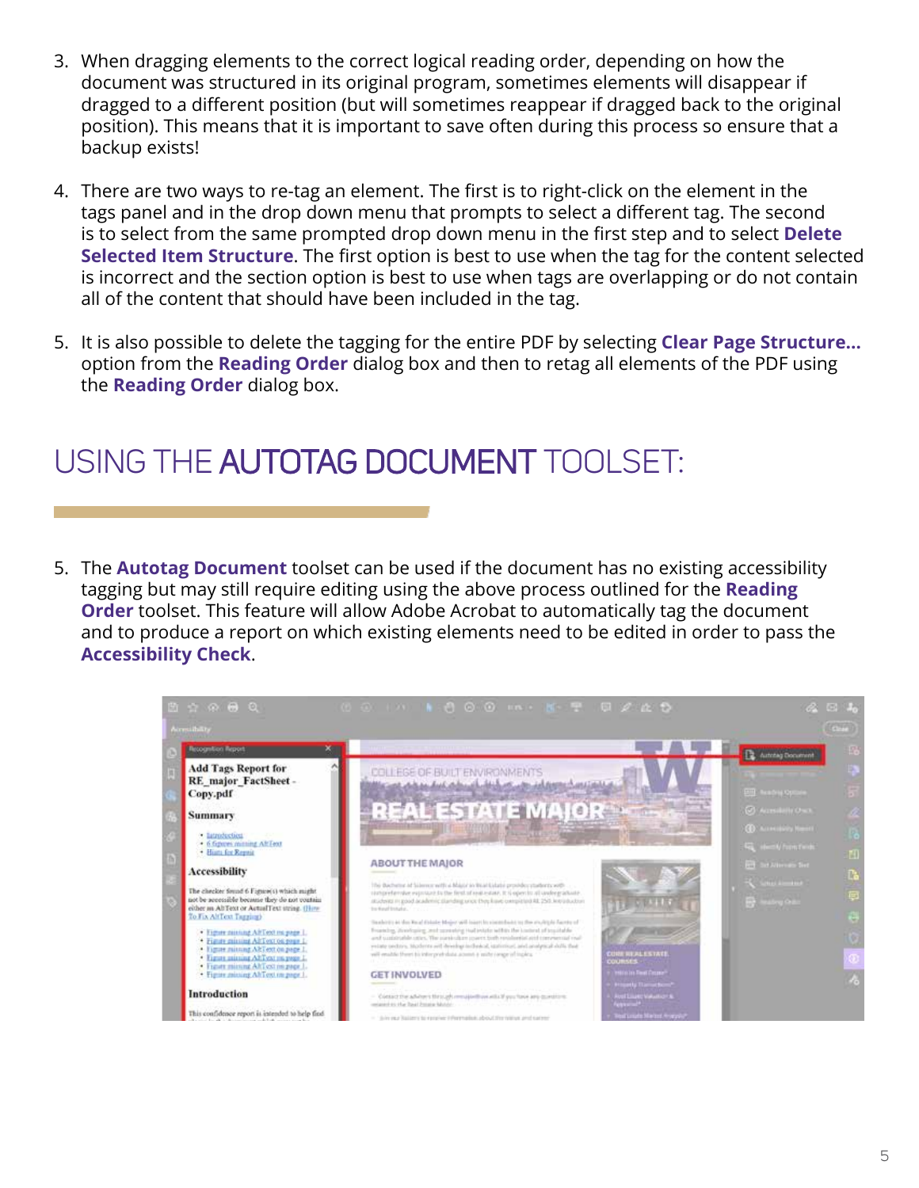3. When dragging elements to the correct logical reading order, depending on how the document was structured in its original program, sometimes elements will disappear if dragged to a different position (but will sometimes reappear if dragged back to the original position). This means that it is important to save often during this process so ensure that a backup exists!

4. There are two ways to re-tag an element. The first is to right-click on the element in the tags panel and in the drop down menu that prompts to select a different tag. The second is to select from the same prompted drop down menu in the first step and to select **Delete Selected Item Structure**. The first option is best to use when the tag for the content selected is incorrect and the section option is best to use when tags are overlapping or do not contain all of the content that should have been included in the tag.

5. It is also possible to delete the tagging for the entire PDF by selecting **Clear Page Structure...** option from the **Reading Order** dialog box and then to retag all elements of the PDF using the **Reading Order** dialog box.

# USING THE **AUTOTAG DOCUMENT** TOOLSET:

5. The **Autotag Document** toolset can be used if the document has no existing accessibility tagging but may still require editing using the above process outlined for the **Reading Order** toolset. This feature will allow Adobe Acrobat to automatically tag the document and to produce a report on which existing elements need to be edited in order to pass the **Accessibility Check**.